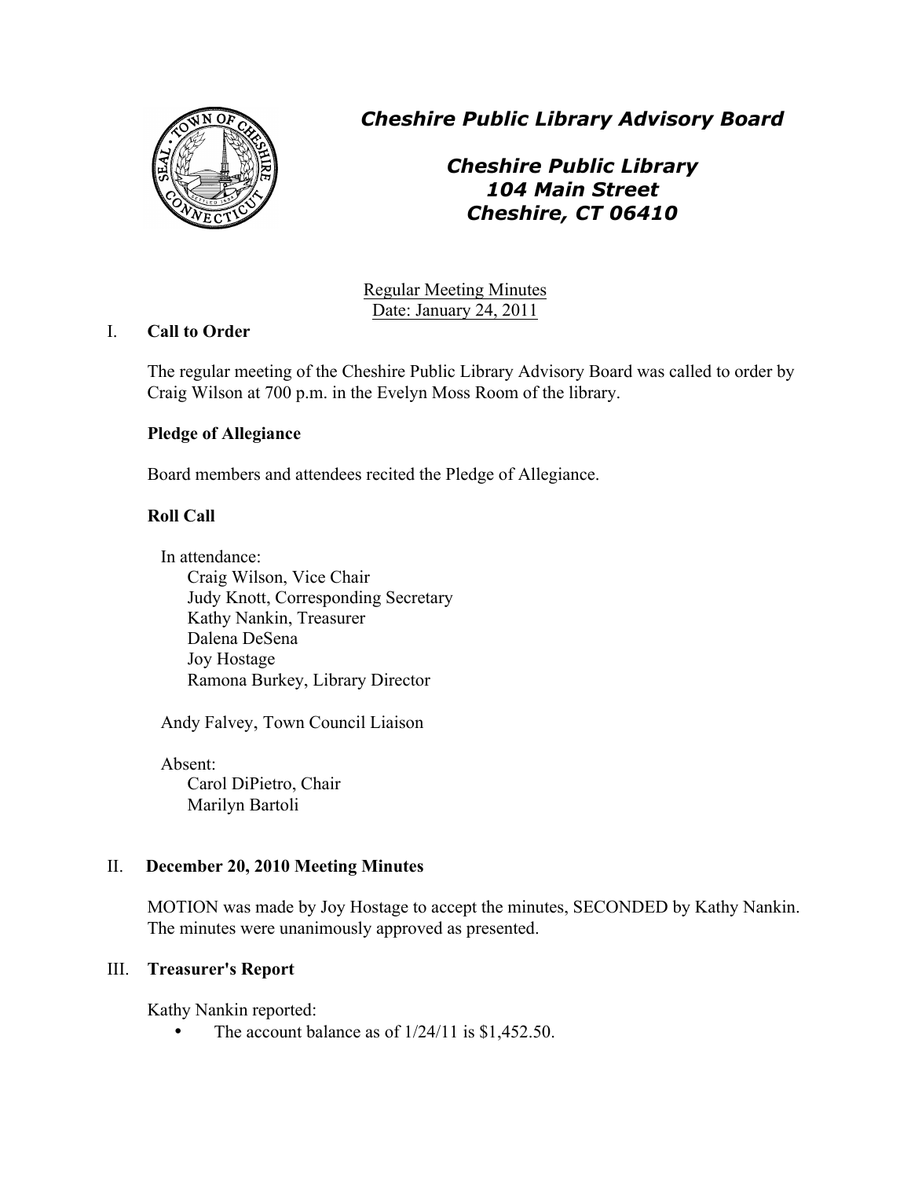# *Cheshire Public Library Advisory Board*

## *Cheshire Public Library*
## *104 Main Street*
## *Cheshire, CT 06410*

Regular Meeting Minutes
Date: January 24, 2011

## I. Call to Order

The regular meeting of the Cheshire Public Library Advisory Board was called to order by Craig Wilson at 700 p.m. in the Evelyn Moss Room of the library.

**Pledge of Allegiance**

Board members and attendees recited the Pledge of Allegiance.

**Roll Call**

In attendance:
- Craig Wilson, Vice Chair
- Judy Knott, Corresponding Secretary
- Kathy Nankin, Treasurer
- Dalena DeSena
- Joy Hostage
- Ramona Burkey, Library Director

Andy Falvey, Town Council Liaison

Absent:
- Carol DiPietro, Chair
- Marilyn Bartoli

## II. December 20, 2010 Meeting Minutes

MOTION was made by Joy Hostage to accept the minutes, SECONDED by Kathy Nankin. The minutes were unanimously approved as presented.

## III. Treasurer's Report

Kathy Nankin reported:

- The account balance as of 1/24/11 is $1,452.50.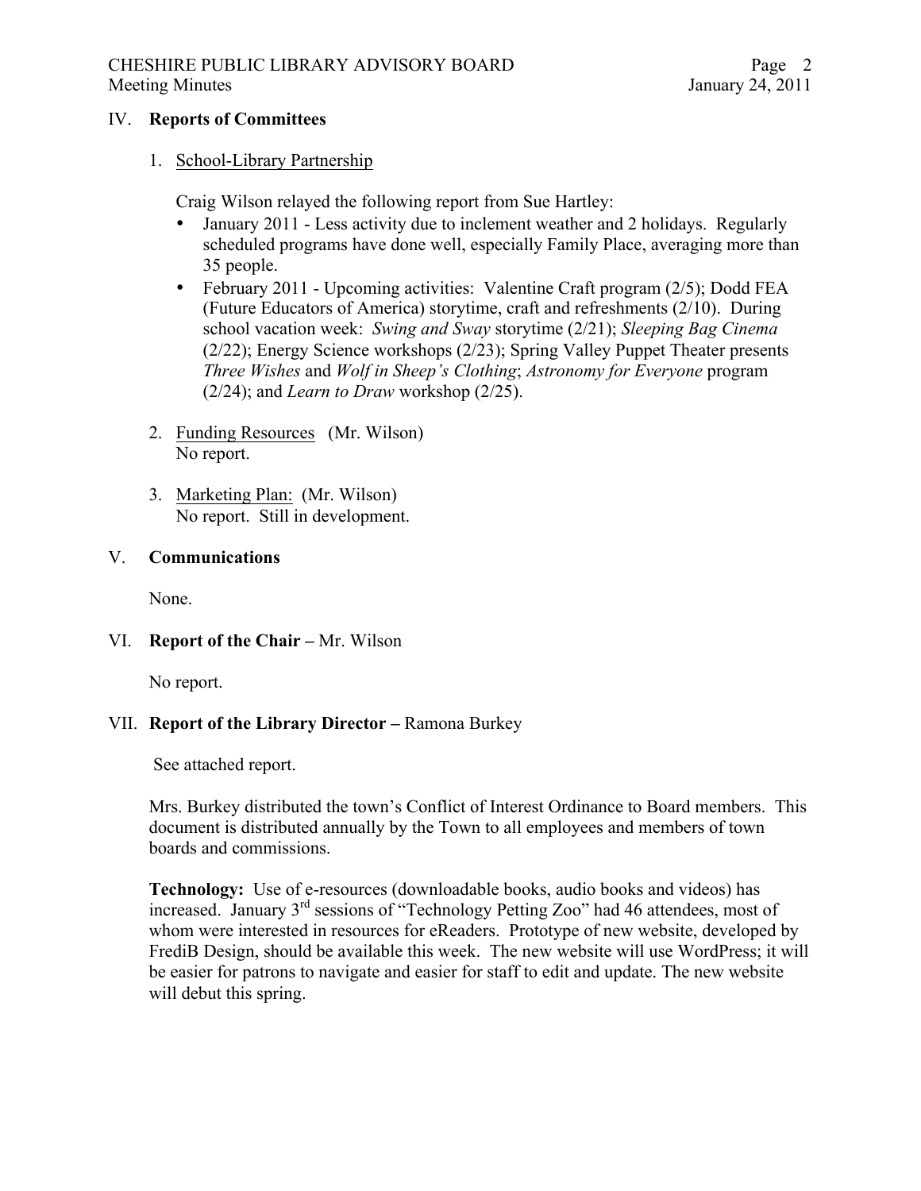## IV. **Reports of Committees**

1. <u>School-Library Partnership</u>

   Craig Wilson relayed the following report from Sue Hartley:

   - January 2011 - Less activity due to inclement weather and 2 holidays. Regularly scheduled programs have done well, especially Family Place, averaging more than 35 people.
   - February 2011 - Upcoming activities: Valentine Craft program (2/5); Dodd FEA (Future Educators of America) storytime, craft and refreshments (2/10). During school vacation week: *Swing and Sway* storytime (2/21); *Sleeping Bag Cinema* (2/22); Energy Science workshops (2/23); Spring Valley Puppet Theater presents *Three Wishes* and *Wolf in Sheep's Clothing*; *Astronomy for Everyone* program (2/24); and *Learn to Draw* workshop (2/25).

2. <u>Funding Resources</u> (Mr. Wilson)
   No report.

3. <u>Marketing Plan:</u> (Mr. Wilson)
   No report. Still in development.

## V. **Communications**

None.

## VI. **Report of the Chair –** Mr. Wilson

No report.

## VII. **Report of the Library Director –** Ramona Burkey

See attached report.

Mrs. Burkey distributed the town's Conflict of Interest Ordinance to Board members. This document is distributed annually by the Town to all employees and members of town boards and commissions.

**Technology:** Use of e-resources (downloadable books, audio books and videos) has increased. January 3rd sessions of "Technology Petting Zoo" had 46 attendees, most of whom were interested in resources for eReaders. Prototype of new website, developed by FrediB Design, should be available this week. The new website will use WordPress; it will be easier for patrons to navigate and easier for staff to edit and update. The new website will debut this spring.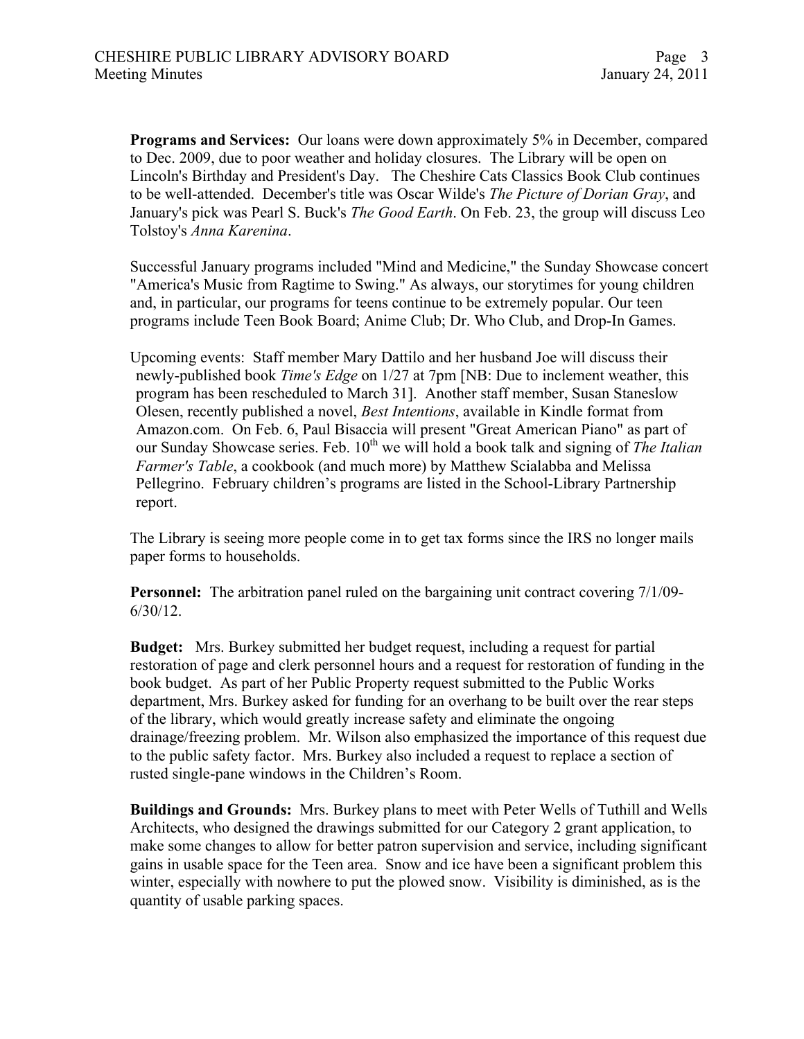**Programs and Services:** Our loans were down approximately 5% in December, compared to Dec. 2009, due to poor weather and holiday closures. The Library will be open on Lincoln's Birthday and President's Day. The Cheshire Cats Classics Book Club continues to be well-attended. December's title was Oscar Wilde's *The Picture of Dorian Gray*, and January's pick was Pearl S. Buck's *The Good Earth*. On Feb. 23, the group will discuss Leo Tolstoy's *Anna Karenina*.

Successful January programs included "Mind and Medicine," the Sunday Showcase concert "America's Music from Ragtime to Swing." As always, our storytimes for young children and, in particular, our programs for teens continue to be extremely popular. Our teen programs include Teen Book Board; Anime Club; Dr. Who Club, and Drop-In Games.

Upcoming events: Staff member Mary Dattilo and her husband Joe will discuss their newly-published book *Time's Edge* on 1/27 at 7pm [NB: Due to inclement weather, this program has been rescheduled to March 31]. Another staff member, Susan Staneslow Olesen, recently published a novel, *Best Intentions*, available in Kindle format from Amazon.com. On Feb. 6, Paul Bisaccia will present "Great American Piano" as part of our Sunday Showcase series. Feb. 10th we will hold a book talk and signing of *The Italian Farmer's Table*, a cookbook (and much more) by Matthew Scialabba and Melissa Pellegrino. February children's programs are listed in the School-Library Partnership report.

The Library is seeing more people come in to get tax forms since the IRS no longer mails paper forms to households.

**Personnel:** The arbitration panel ruled on the bargaining unit contract covering 7/1/09-6/30/12.

**Budget:** Mrs. Burkey submitted her budget request, including a request for partial restoration of page and clerk personnel hours and a request for restoration of funding in the book budget. As part of her Public Property request submitted to the Public Works department, Mrs. Burkey asked for funding for an overhang to be built over the rear steps of the library, which would greatly increase safety and eliminate the ongoing drainage/freezing problem. Mr. Wilson also emphasized the importance of this request due to the public safety factor. Mrs. Burkey also included a request to replace a section of rusted single-pane windows in the Children's Room.

**Buildings and Grounds:** Mrs. Burkey plans to meet with Peter Wells of Tuthill and Wells Architects, who designed the drawings submitted for our Category 2 grant application, to make some changes to allow for better patron supervision and service, including significant gains in usable space for the Teen area. Snow and ice have been a significant problem this winter, especially with nowhere to put the plowed snow. Visibility is diminished, as is the quantity of usable parking spaces.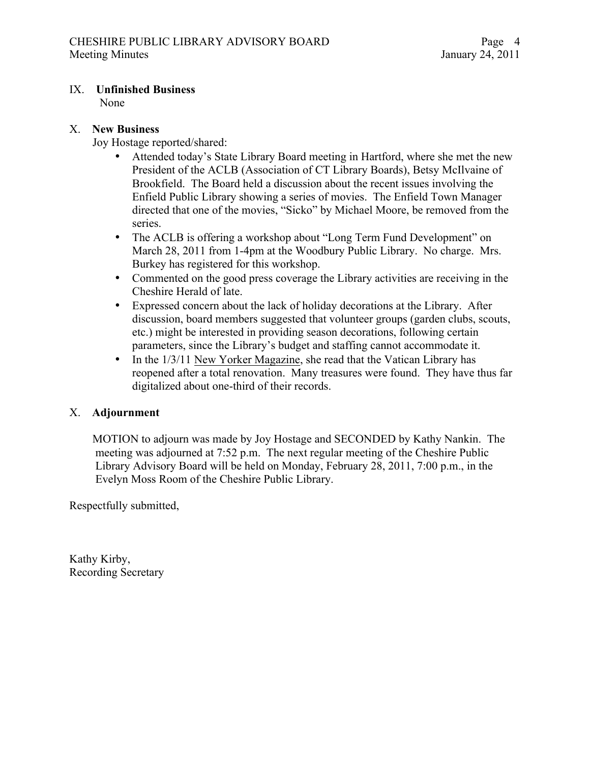## IX. **Unfinished Business**

None

## X. **New Business**

Joy Hostage reported/shared:

- Attended today's State Library Board meeting in Hartford, where she met the new President of the ACLB (Association of CT Library Boards), Betsy McIlvaine of Brookfield. The Board held a discussion about the recent issues involving the Enfield Public Library showing a series of movies. The Enfield Town Manager directed that one of the movies, "Sicko" by Michael Moore, be removed from the series.
- The ACLB is offering a workshop about "Long Term Fund Development" on March 28, 2011 from 1-4pm at the Woodbury Public Library. No charge. Mrs. Burkey has registered for this workshop.
- Commented on the good press coverage the Library activities are receiving in the Cheshire Herald of late.
- Expressed concern about the lack of holiday decorations at the Library. After discussion, board members suggested that volunteer groups (garden clubs, scouts, etc.) might be interested in providing season decorations, following certain parameters, since the Library's budget and staffing cannot accommodate it.
- In the 1/3/11 New Yorker Magazine, she read that the Vatican Library has reopened after a total renovation. Many treasures were found. They have thus far digitalized about one-third of their records.

## X. **Adjournment**

MOTION to adjourn was made by Joy Hostage and SECONDED by Kathy Nankin. The meeting was adjourned at 7:52 p.m. The next regular meeting of the Cheshire Public Library Advisory Board will be held on Monday, February 28, 2011, 7:00 p.m., in the Evelyn Moss Room of the Cheshire Public Library.

Respectfully submitted,

Kathy Kirby,
Recording Secretary